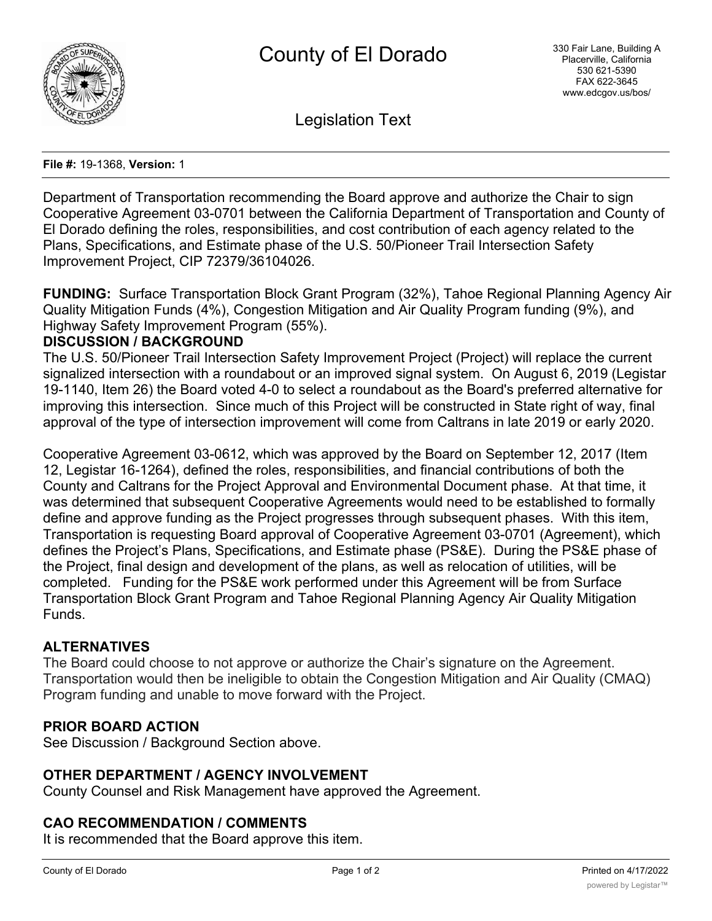# County of El Dorado

330 Fair Lane, Building A
Placerville, California
530 621-5390
FAX 622-3645
www.edcgov.us/bos/

## Legislation Text

**File #:** 19-1368, **Version:** 1

Department of Transportation recommending the Board approve and authorize the Chair to sign Cooperative Agreement 03-0701 between the California Department of Transportation and County of El Dorado defining the roles, responsibilities, and cost contribution of each agency related to the Plans, Specifications, and Estimate phase of the U.S. 50/Pioneer Trail Intersection Safety Improvement Project, CIP 72379/36104026.

**FUNDING:** Surface Transportation Block Grant Program (32%), Tahoe Regional Planning Agency Air Quality Mitigation Funds (4%), Congestion Mitigation and Air Quality Program funding (9%), and Highway Safety Improvement Program (55%).

**DISCUSSION / BACKGROUND**

The U.S. 50/Pioneer Trail Intersection Safety Improvement Project (Project) will replace the current signalized intersection with a roundabout or an improved signal system. On August 6, 2019 (Legistar 19-1140, Item 26) the Board voted 4-0 to select a roundabout as the Board's preferred alternative for improving this intersection. Since much of this Project will be constructed in State right of way, final approval of the type of intersection improvement will come from Caltrans in late 2019 or early 2020.

Cooperative Agreement 03-0612, which was approved by the Board on September 12, 2017 (Item 12, Legistar 16-1264), defined the roles, responsibilities, and financial contributions of both the County and Caltrans for the Project Approval and Environmental Document phase. At that time, it was determined that subsequent Cooperative Agreements would need to be established to formally define and approve funding as the Project progresses through subsequent phases. With this item, Transportation is requesting Board approval of Cooperative Agreement 03-0701 (Agreement), which defines the Project's Plans, Specifications, and Estimate phase (PS&E). During the PS&E phase of the Project, final design and development of the plans, as well as relocation of utilities, will be completed. Funding for the PS&E work performed under this Agreement will be from Surface Transportation Block Grant Program and Tahoe Regional Planning Agency Air Quality Mitigation Funds.

**ALTERNATIVES**

The Board could choose to not approve or authorize the Chair's signature on the Agreement. Transportation would then be ineligible to obtain the Congestion Mitigation and Air Quality (CMAQ) Program funding and unable to move forward with the Project.

**PRIOR BOARD ACTION**

See Discussion / Background Section above.

**OTHER DEPARTMENT / AGENCY INVOLVEMENT**

County Counsel and Risk Management have approved the Agreement.

**CAO RECOMMENDATION / COMMENTS**

It is recommended that the Board approve this item.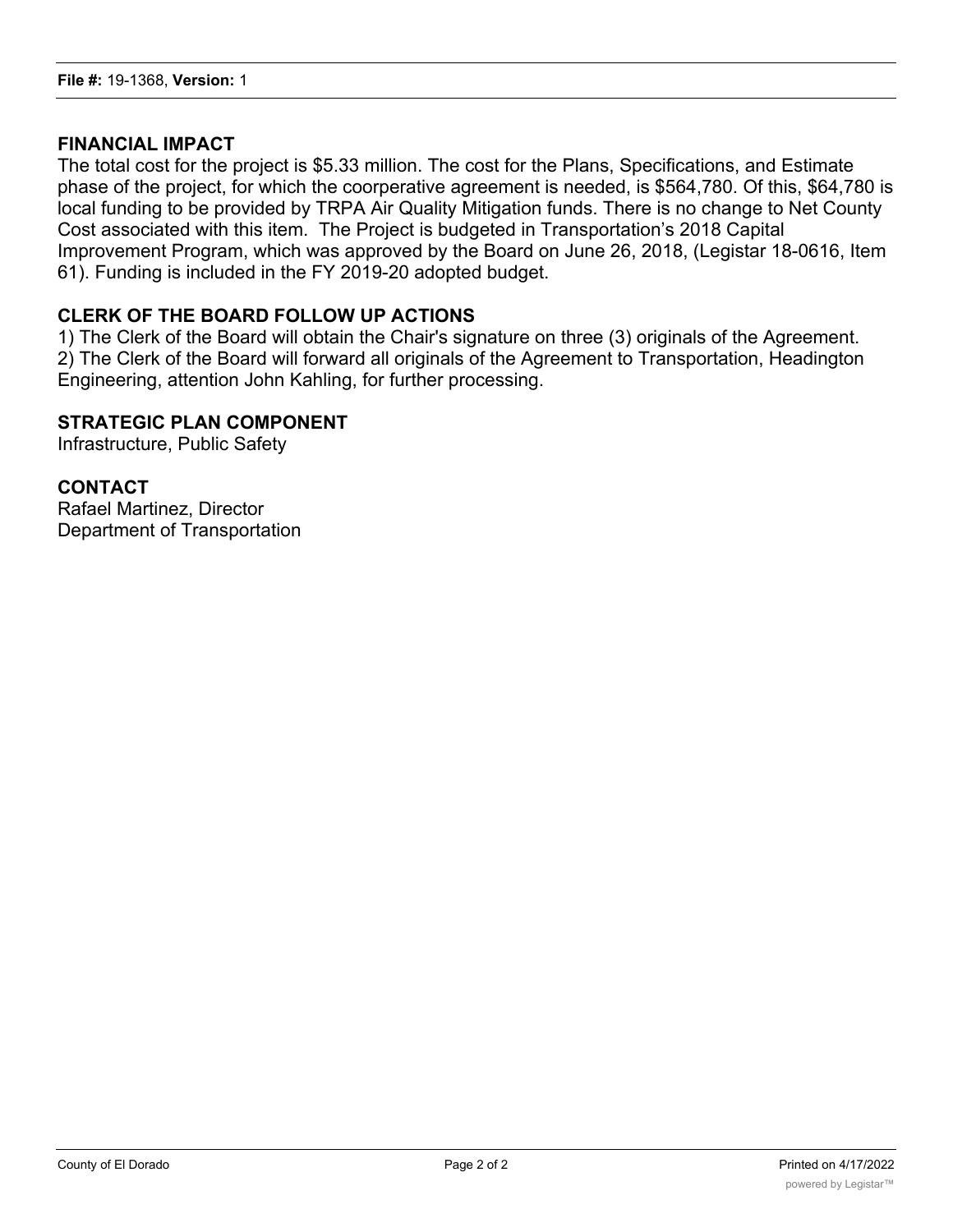**File #:** 19-1368, **Version:** 1

## FINANCIAL IMPACT

The total cost for the project is $5.33 million. The cost for the Plans, Specifications, and Estimate phase of the project, for which the coorperative agreement is needed, is $564,780. Of this, $64,780 is local funding to be provided by TRPA Air Quality Mitigation funds. There is no change to Net County Cost associated with this item. The Project is budgeted in Transportation's 2018 Capital Improvement Program, which was approved by the Board on June 26, 2018, (Legistar 18-0616, Item 61). Funding is included in the FY 2019-20 adopted budget.

## CLERK OF THE BOARD FOLLOW UP ACTIONS

1) The Clerk of the Board will obtain the Chair's signature on three (3) originals of the Agreement.
2) The Clerk of the Board will forward all originals of the Agreement to Transportation, Headington Engineering, attention John Kahling, for further processing.

## STRATEGIC PLAN COMPONENT

Infrastructure, Public Safety

## CONTACT

Rafael Martinez, Director
Department of Transportation